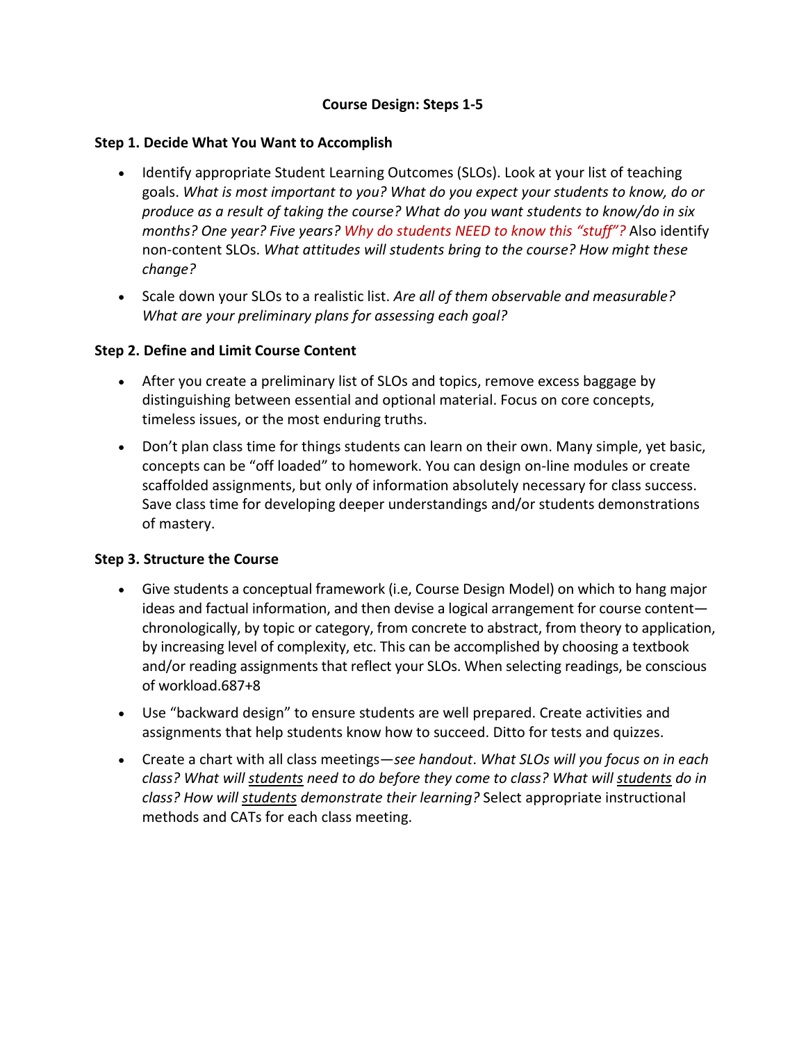# Course Design: Steps 1-5

## Step 1. Decide What You Want to Accomplish

- Identify appropriate Student Learning Outcomes (SLOs). Look at your list of teaching goals. *What is most important to you? What do you expect your students to know, do or produce as a result of taking the course? What do you want students to know/do in six months? One year? Five years? Why do students NEED to know this "stuff"?* Also identify non-content SLOs. *What attitudes will students bring to the course? How might these change?*
- Scale down your SLOs to a realistic list. *Are all of them observable and measurable? What are your preliminary plans for assessing each goal?*

## Step 2. Define and Limit Course Content

- After you create a preliminary list of SLOs and topics, remove excess baggage by distinguishing between essential and optional material. Focus on core concepts, timeless issues, or the most enduring truths.
- Don't plan class time for things students can learn on their own. Many simple, yet basic, concepts can be "off loaded" to homework. You can design on-line modules or create scaffolded assignments, but only of information absolutely necessary for class success. Save class time for developing deeper understandings and/or students demonstrations of mastery.

## Step 3. Structure the Course

- Give students a conceptual framework (i.e, Course Design Model) on which to hang major ideas and factual information, and then devise a logical arrangement for course content—chronologically, by topic or category, from concrete to abstract, from theory to application, by increasing level of complexity, etc. This can be accomplished by choosing a textbook and/or reading assignments that reflect your SLOs. When selecting readings, be conscious of workload.687+8
- Use "backward design" to ensure students are well prepared. Create activities and assignments that help students know how to succeed. Ditto for tests and quizzes.
- Create a chart with all class meetings—*see handout*. *What SLOs will you focus on in each class? What will <u>students</u> need to do before they come to class? What will <u>students</u> do in class? How will <u>students</u> demonstrate their learning?* Select appropriate instructional methods and CATs for each class meeting.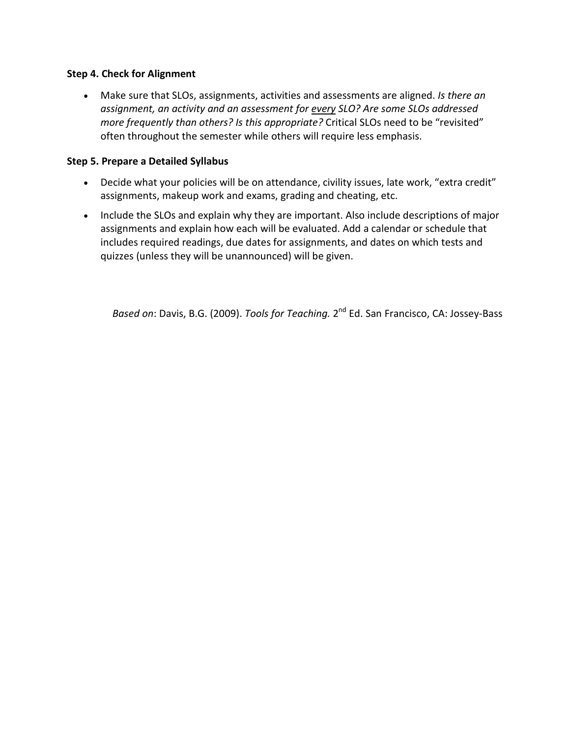**Step 4. Check for Alignment**

- Make sure that SLOs, assignments, activities and assessments are aligned. *Is there an assignment, an activity and an assessment for every SLO? Are some SLOs addressed more frequently than others? Is this appropriate?* Critical SLOs need to be "revisited" often throughout the semester while others will require less emphasis.

**Step 5. Prepare a Detailed Syllabus**

- Decide what your policies will be on attendance, civility issues, late work, "extra credit" assignments, makeup work and exams, grading and cheating, etc.
- Include the SLOs and explain why they are important. Also include descriptions of major assignments and explain how each will be evaluated. Add a calendar or schedule that includes required readings, due dates for assignments, and dates on which tests and quizzes (unless they will be unannounced) will be given.

*Based on*: Davis, B.G. (2009). *Tools for Teaching.* 2nd Ed. San Francisco, CA: Jossey-Bass